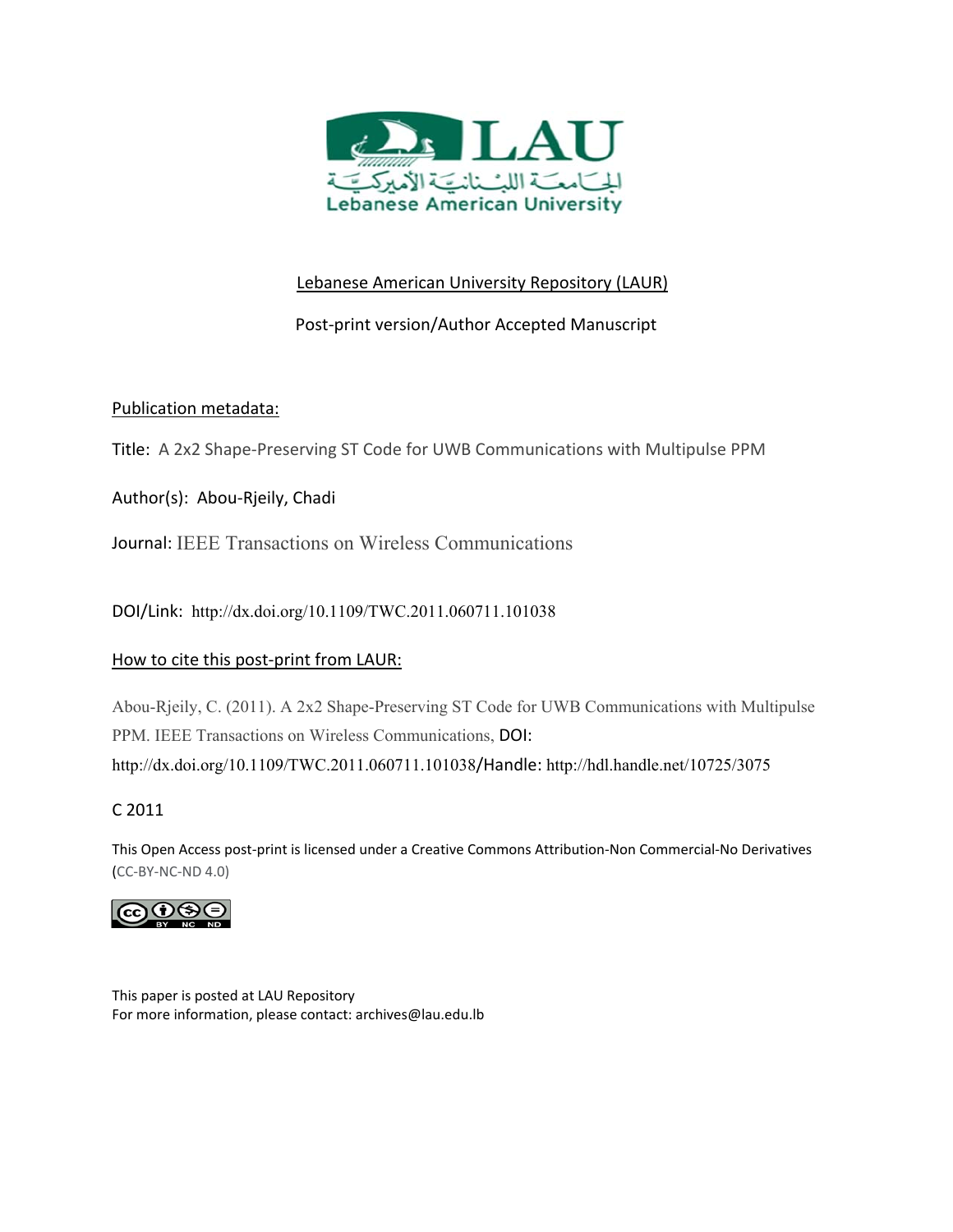LAU

الجامعة اللبنانية الأميركية

Lebanese American University

Lebanese American University Repository (LAUR)

Post-print version/Author Accepted Manuscript

Publication metadata:

Title: A 2x2 Shape-Preserving ST Code for UWB Communications with Multipulse PPM

Author(s): Abou-Rjeily, Chadi

Journal: IEEE Transactions on Wireless Communications

DOI/Link: http://dx.doi.org/10.1109/TWC.2011.060711.101038

How to cite this post-print from LAUR:

Abou-Rjeily, C. (2011). A 2x2 Shape-Preserving ST Code for UWB Communications with Multipulse PPM. IEEE Transactions on Wireless Communications, DOI: http://dx.doi.org/10.1109/TWC.2011.060711.101038/Handle: http://hdl.handle.net/10725/3075

C 2011

This Open Access post-print is licensed under a Creative Commons Attribution-Non Commercial-No Derivatives (CC-BY-NC-ND 4.0)

This paper is posted at LAU Repository

For more information, please contact: archives@lau.edu.lb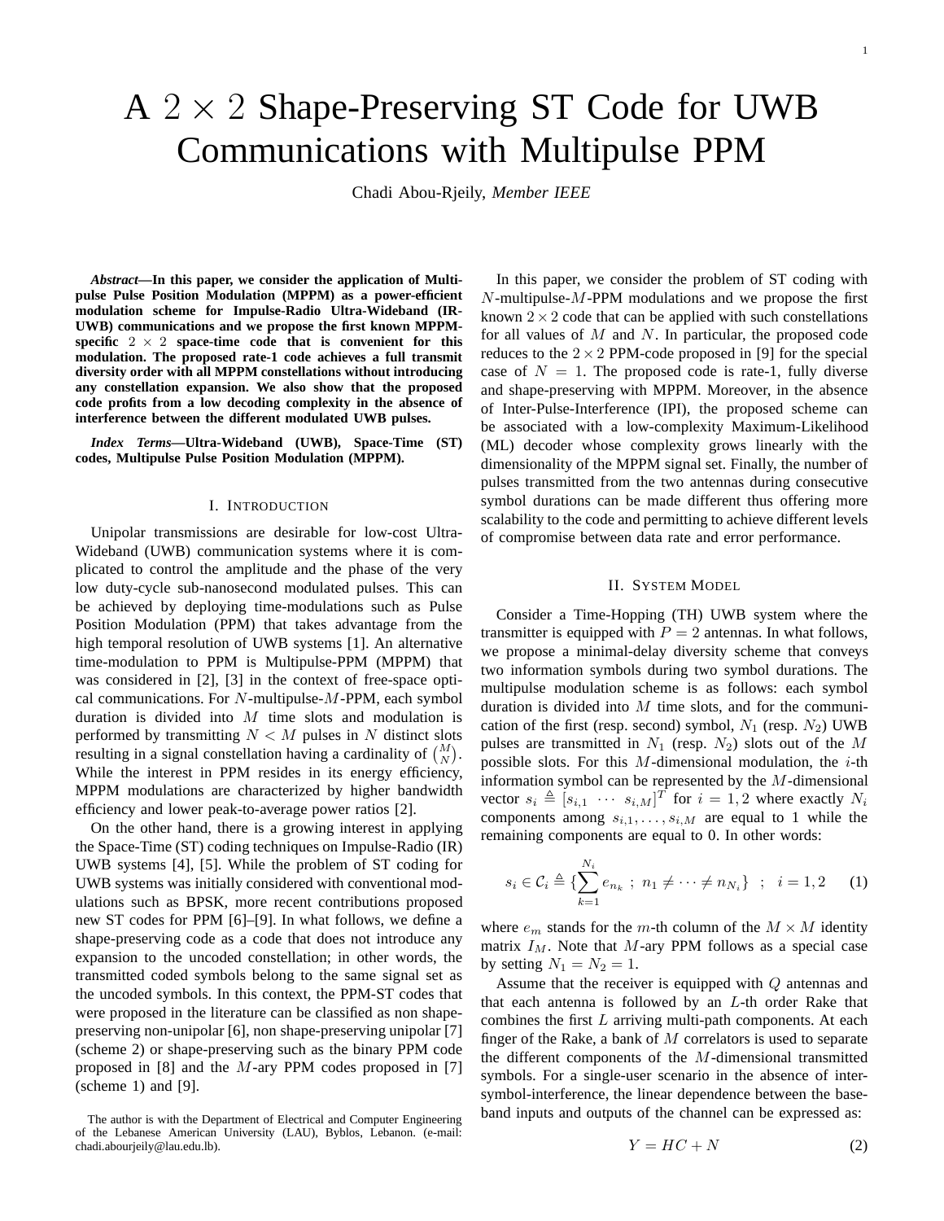# A $2 \times 2$ Shape-Preserving ST Code for UWB Communications with Multipulse PPM

Chadi Abou-Rjeily, *Member IEEE*

***Abstract*—In this paper, we consider the application of Multipulse Pulse Position Modulation (MPPM) as a power-efficient modulation scheme for Impulse-Radio Ultra-Wideband (IR-UWB) communications and we propose the first known MPPM-specific $2 \times 2$ space-time code that is convenient for this modulation. The proposed rate-1 code achieves a full transmit diversity order with all MPPM constellations without introducing any constellation expansion. We also show that the proposed code profits from a low decoding complexity in the absence of interference between the different modulated UWB pulses.**

***Index Terms*—Ultra-Wideband (UWB), Space-Time (ST) codes, Multipulse Pulse Position Modulation (MPPM).**

## I. Introduction

Unipolar transmissions are desirable for low-cost Ultra-Wideband (UWB) communication systems where it is complicated to control the amplitude and the phase of the very low duty-cycle sub-nanosecond modulated pulses. This can be achieved by deploying time-modulations such as Pulse Position Modulation (PPM) that takes advantage from the high temporal resolution of UWB systems [1]. An alternative time-modulation to PPM is Multipulse-PPM (MPPM) that was considered in [2], [3] in the context of free-space optical communications. For $N$-multipulse-$M$-PPM, each symbol duration is divided into $M$ time slots and modulation is performed by transmitting $N < M$ pulses in $N$ distinct slots resulting in a signal constellation having a cardinality of $\binom{M}{N}$. While the interest in PPM resides in its energy efficiency, MPPM modulations are characterized by higher bandwidth efficiency and lower peak-to-average power ratios [2].

On the other hand, there is a growing interest in applying the Space-Time (ST) coding techniques on Impulse-Radio (IR) UWB systems [4], [5]. While the problem of ST coding for UWB systems was initially considered with conventional modulations such as BPSK, more recent contributions proposed new ST codes for PPM [6]–[9]. In what follows, we define a shape-preserving code as a code that does not introduce any expansion to the uncoded constellation; in other words, the transmitted coded symbols belong to the same signal set as the uncoded symbols. In this context, the PPM-ST codes that were proposed in the literature can be classified as non shape-preserving non-unipolar [6], non shape-preserving unipolar [7] (scheme 2) or shape-preserving such as the binary PPM code proposed in [8] and the $M$-ary PPM codes proposed in [7] (scheme 1) and [9].

The author is with the Department of Electrical and Computer Engineering of the Lebanese American University (LAU), Byblos, Lebanon. (e-mail: chadi.abourjeily@lau.edu.lb).

In this paper, we consider the problem of ST coding with $N$-multipulse-$M$-PPM modulations and we propose the first known $2 \times 2$ code that can be applied with such constellations for all values of $M$ and $N$. In particular, the proposed code reduces to the $2 \times 2$ PPM-code proposed in [9] for the special case of $N = 1$. The proposed code is rate-1, fully diverse and shape-preserving with MPPM. Moreover, in the absence of Inter-Pulse-Interference (IPI), the proposed scheme can be associated with a low-complexity Maximum-Likelihood (ML) decoder whose complexity grows linearly with the dimensionality of the MPPM signal set. Finally, the number of pulses transmitted from the two antennas during consecutive symbol durations can be made different thus offering more scalability to the code and permitting to achieve different levels of compromise between data rate and error performance.

## II. System Model

Consider a Time-Hopping (TH) UWB system where the transmitter is equipped with $P = 2$ antennas. In what follows, we propose a minimal-delay diversity scheme that conveys two information symbols during two symbol durations. The multipulse modulation scheme is as follows: each symbol duration is divided into $M$ time slots, and for the communication of the first (resp. second) symbol, $N_1$ (resp. $N_2$) UWB pulses are transmitted in $N_1$ (resp. $N_2$) slots out of the $M$ possible slots. For this $M$-dimensional modulation, the $i$-th information symbol can be represented by the $M$-dimensional vector $s_i \triangleq [s_{i,1} \ \cdots \ s_{i,M}]^T$ for $i = 1, 2$ where exactly $N_i$ components among $s_{i,1}, \dots, s_{i,M}$ are equal to 1 while the remaining components are equal to 0. In other words:

$$s_i \in \mathcal{C}_i \triangleq \{\sum_{k=1}^{N_i} e_{n_k} \ ; \ n_1 \neq \cdots \neq n_{N_i}\} \quad ; \quad i = 1, 2 \qquad (1)$$

where $e_m$ stands for the $m$-th column of the $M \times M$ identity matrix $I_M$. Note that $M$-ary PPM follows as a special case by setting $N_1 = N_2 = 1$.

Assume that the receiver is equipped with $Q$ antennas and that each antenna is followed by an $L$-th order Rake that combines the first $L$ arriving multi-path components. At each finger of the Rake, a bank of $M$ correlators is used to separate the different components of the $M$-dimensional transmitted symbols. For a single-user scenario in the absence of inter-symbol-interference, the linear dependence between the base-band inputs and outputs of the channel can be expressed as:

$$Y = HC + N \qquad (2)$$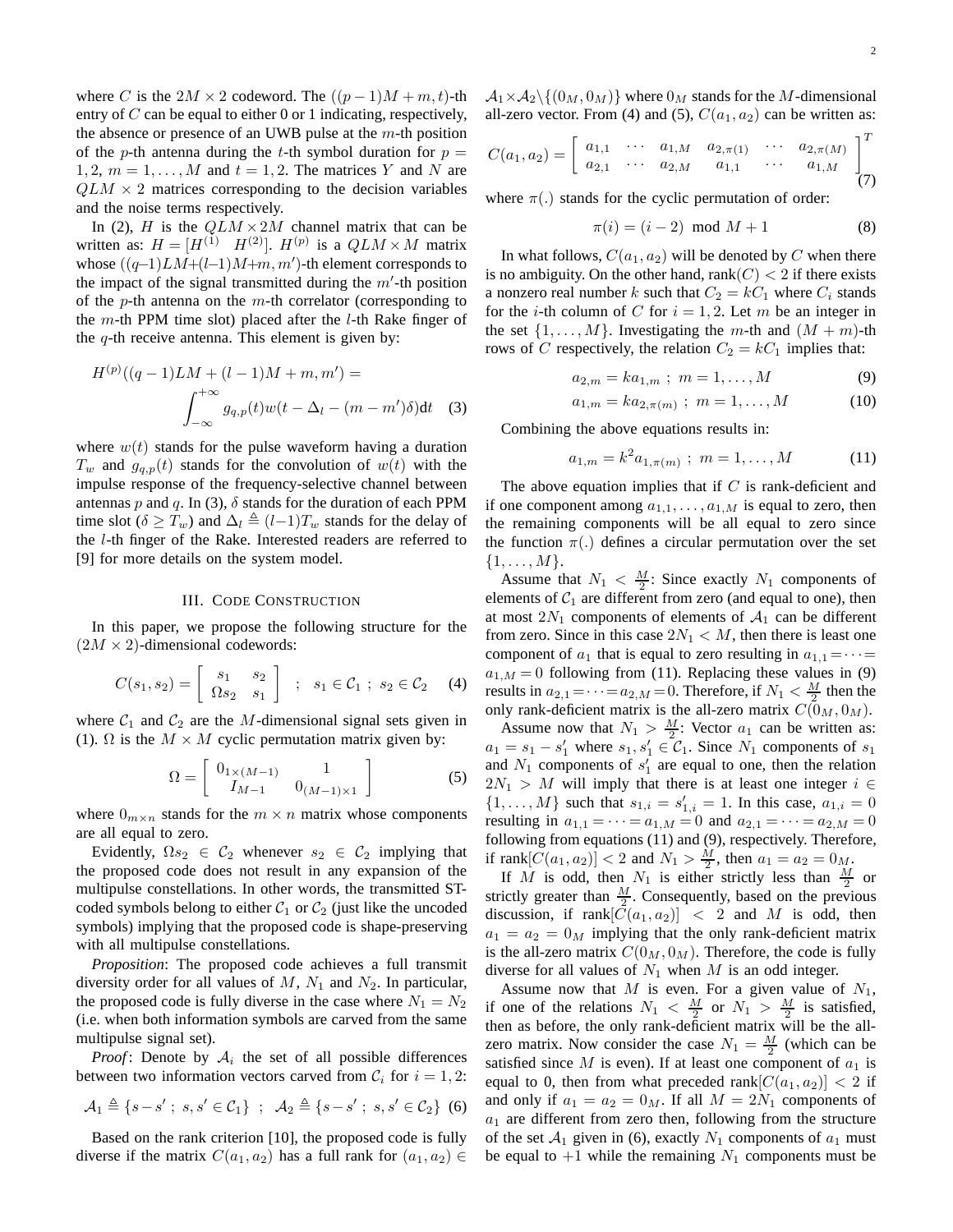where $C$ is the $2M \times 2$ codeword. The $((p-1)M+m,t)$-th entry of $C$ can be equal to either 0 or 1 indicating, respectively, the absence or presence of an UWB pulse at the $m$-th position of the $p$-th antenna during the $t$-th symbol duration for $p = 1,2$, $m = 1,\dots,M$ and $t = 1,2$. The matrices $Y$ and $N$ are $QLM \times 2$ matrices corresponding to the decision variables and the noise terms respectively.

In (2), $H$ is the $QLM \times 2M$ channel matrix that can be written as: $H = [H^{(1)} \quad H^{(2)}]$. $H^{(p)}$ is a $QLM \times M$ matrix whose $((q-1)LM+(l-1)M+m, m')$-th element corresponds to the impact of the signal transmitted during the $m'$-th position of the $p$-th antenna on the $m$-th correlator (corresponding to the $m$-th PPM time slot) placed after the $l$-th Rake finger of the $q$-th receive antenna. This element is given by:

$$H^{(p)}((q-1)LM+(l-1)M+m, m') = \int_{-\infty}^{+\infty} g_{q,p}(t) w(t - \Delta_l - (m-m')\delta) \mathrm{d}t \quad (3)$$

where $w(t)$ stands for the pulse waveform having a duration $T_w$ and $g_{q,p}(t)$ stands for the convolution of $w(t)$ with the impulse response of the frequency-selective channel between antennas $p$ and $q$. In (3), $\delta$ stands for the duration of each PPM time slot ($\delta \geq T_w$) and $\Delta_l \triangleq (l-1)T_w$ stands for the delay of the $l$-th finger of the Rake. Interested readers are referred to [9] for more details on the system model.

## III. Code Construction

In this paper, we propose the following structure for the $(2M \times 2)$-dimensional codewords:

$$C(s_1, s_2) = \begin{bmatrix} s_1 & s_2 \\ \Omega s_2 & s_1 \end{bmatrix} \quad ; \quad s_1 \in \mathcal{C}_1 \; ; \; s_2 \in \mathcal{C}_2 \quad (4)$$

where $\mathcal{C}_1$ and $\mathcal{C}_2$ are the $M$-dimensional signal sets given in (1). $\Omega$ is the $M \times M$ cyclic permutation matrix given by:

$$\Omega = \begin{bmatrix} 0_{1\times(M-1)} & 1 \\ I_{M-1} & 0_{(M-1)\times 1} \end{bmatrix} \quad (5)$$

where $0_{m\times n}$ stands for the $m \times n$ matrix whose components are all equal to zero.

Evidently, $\Omega s_2 \in \mathcal{C}_2$ whenever $s_2 \in \mathcal{C}_2$ implying that the proposed code does not result in any expansion of the multipulse constellations. In other words, the transmitted ST-coded symbols belong to either $\mathcal{C}_1$ or $\mathcal{C}_2$ (just like the uncoded symbols) implying that the proposed code is shape-preserving with all multipulse constellations.

*Proposition*: The proposed code achieves a full transmit diversity order for all values of $M$, $N_1$ and $N_2$. In particular, the proposed code is fully diverse in the case where $N_1 = N_2$ (i.e. when both information symbols are carved from the same multipulse signal set).

*Proof*: Denote by $\mathcal{A}_i$ the set of all possible differences between two information vectors carved from $\mathcal{C}_i$ for $i = 1,2$:

$$\mathcal{A}_1 \triangleq \{s - s' \; ; \; s,s' \in \mathcal{C}_1\} \quad ; \quad \mathcal{A}_2 \triangleq \{s - s' \; ; \; s,s' \in \mathcal{C}_2\} \quad (6)$$

Based on the rank criterion [10], the proposed code is fully diverse if the matrix $C(a_1,a_2)$ has a full rank for $(a_1,a_2) \in \mathcal{A}_1 \times \mathcal{A}_2 \backslash \{(0_M, 0_M)\}$ where $0_M$ stands for the $M$-dimensional all-zero vector. From (4) and (5), $C(a_1,a_2)$ can be written as:

$$C(a_1,a_2) = \begin{bmatrix} a_{1,1} & \cdots & a_{1,M} & a_{2,\pi(1)} & \cdots & a_{2,\pi(M)} \\ a_{2,1} & \cdots & a_{2,M} & a_{1,1} & \cdots & a_{1,M} \end{bmatrix}^T \quad (7)$$

where $\pi(.)$ stands for the cyclic permutation of order:

$$\pi(i) = (i-2) \mod M + 1 \quad (8)$$

In what follows, $C(a_1,a_2)$ will be denoted by $C$ when there is no ambiguity. On the other hand, $\text{rank}(C) < 2$ if there exists a nonzero real number $k$ such that $C_2 = kC_1$ where $C_i$ stands for the $i$-th column of $C$ for $i = 1,2$. Let $m$ be an integer in the set $\{1,\dots,M\}$. Investigating the $m$-th and $(M+m)$-th rows of $C$ respectively, the relation $C_2 = kC_1$ implies that:

$$a_{2,m} = k a_{1,m} \; ; \; m = 1,\dots,M \quad (9)$$

$$a_{1,m} = k a_{2,\pi(m)} \; ; \; m = 1,\dots,M \quad (10)$$

Combining the above equations results in:

$$a_{1,m} = k^2 a_{1,\pi(m)} \; ; \; m = 1,\dots,M \quad (11)$$

The above equation implies that if $C$ is rank-deficient and if one component among $a_{1,1},\dots,a_{1,M}$ is equal to zero, then the remaining components will be all equal to zero since the function $\pi(.)$ defines a circular permutation over the set $\{1,\dots,M\}$.

Assume that $N_1 < \frac{M}{2}$: Since exactly $N_1$ components of elements of $\mathcal{C}_1$ are different from zero (and equal to one), then at most $2N_1$ components of elements of $\mathcal{A}_1$ can be different from zero. Since in this case $2N_1 < M$, then there is least one component of $a_1$ that is equal to zero resulting in $a_{1,1} = \cdots = a_{1,M} = 0$ following from (11). Replacing these values in (9) results in $a_{2,1} = \cdots = a_{2,M} = 0$. Therefore, if $N_1 < \frac{M}{2}$ then the only rank-deficient matrix is the all-zero matrix $C(0_M, 0_M)$.

Assume now that $N_1 > \frac{M}{2}$: Vector $a_1$ can be written as: $a_1 = s_1 - s_1'$ where $s_1, s_1' \in \mathcal{C}_1$. Since $N_1$ components of $s_1$ and $N_1$ components of $s_1'$ are equal to one, then the relation $2N_1 > M$ will imply that there is at least one integer $i \in \{1,\dots,M\}$ such that $s_{1,i} = s'_{1,i} = 1$. In this case, $a_{1,i} = 0$ resulting in $a_{1,1} = \cdots = a_{1,M} = 0$ and $a_{2,1} = \cdots = a_{2,M} = 0$ following from equations (11) and (9), respectively. Therefore, if $\text{rank}[C(a_1,a_2)] < 2$ and $N_1 > \frac{M}{2}$, then $a_1 = a_2 = 0_M$.

If $M$ is odd, then $N_1$ is either strictly less than $\frac{M}{2}$ or strictly greater than $\frac{M}{2}$. Consequently, based on the previous discussion, if $\text{rank}[C(a_1,a_2)] < 2$ and $M$ is odd, then $a_1 = a_2 = 0_M$ implying that the only rank-deficient matrix is the all-zero matrix $C(0_M, 0_M)$. Therefore, the code is fully diverse for all values of $N_1$ when $M$ is an odd integer.

Assume now that $M$ is even. For a given value of $N_1$, if one of the relations $N_1 < \frac{M}{2}$ or $N_1 > \frac{M}{2}$ is satisfied, then as before, the only rank-deficient matrix will be the all-zero matrix. Now consider the case $N_1 = \frac{M}{2}$ (which can be satisfied since $M$ is even). If at least one component of $a_1$ is equal to 0, then from what preceded $\text{rank}[C(a_1,a_2)] < 2$ if and only if $a_1 = a_2 = 0_M$. If all $M = 2N_1$ components of $a_1$ are different from zero then, following from the structure of the set $\mathcal{A}_1$ given in (6), exactly $N_1$ components of $a_1$ must be equal to $+1$ while the remaining $N_1$ components must be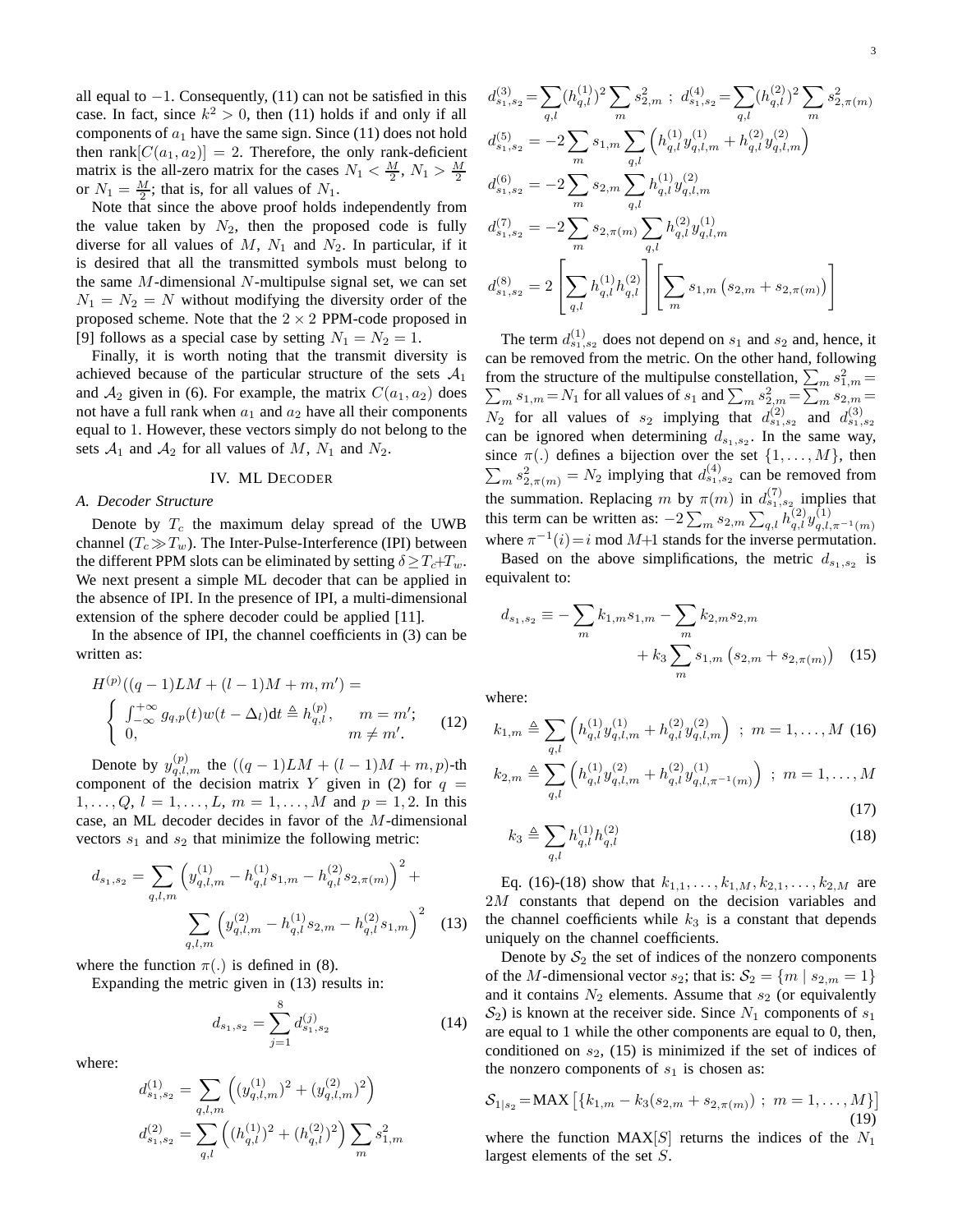all equal to $-1$. Consequently, (11) can not be satisfied in this case. In fact, since $k^2 > 0$, then (11) holds if and only if all components of $a_1$ have the same sign. Since (11) does not hold then $\text{rank}[C(a_1, a_2)] = 2$. Therefore, the only rank-deficient matrix is the all-zero matrix for the cases $N_1 < \frac{M}{2}$, $N_1 > \frac{M}{2}$ or $N_1 = \frac{M}{2}$; that is, for all values of $N_1$.

Note that since the above proof holds independently from the value taken by $N_2$, then the proposed code is fully diverse for all values of $M$, $N_1$ and $N_2$. In particular, if it is desired that all the transmitted symbols must belong to the same $M$-dimensional $N$-multipulse signal set, we can set $N_1 = N_2 = N$ without modifying the diversity order of the proposed scheme. Note that the $2 \times 2$ PPM-code proposed in [9] follows as a special case by setting $N_1 = N_2 = 1$.

Finally, it is worth noting that the transmit diversity is achieved because of the particular structure of the sets $\mathcal{A}_1$ and $\mathcal{A}_2$ given in (6). For example, the matrix $C(a_1, a_2)$ does not have a full rank when $a_1$ and $a_2$ have all their components equal to 1. However, these vectors simply do not belong to the sets $\mathcal{A}_1$ and $\mathcal{A}_2$ for all values of $M$, $N_1$ and $N_2$.

## IV. ML Decoder

### A. Decoder Structure

Denote by $T_c$ the maximum delay spread of the UWB channel ($T_c \gg T_w$). The Inter-Pulse-Interference (IPI) between the different PPM slots can be eliminated by setting $\delta \geq T_c + T_w$. We next present a simple ML decoder that can be applied in the absence of IPI. In the presence of IPI, a multi-dimensional extension of the sphere decoder could be applied [11].

In the absence of IPI, the channel coefficients in (3) can be written as:

$$H^{(p)}((q-1)LM + (l-1)M + m, m') = \begin{cases} \int_{-\infty}^{+\infty} g_{q,p}(t) w(t - \Delta_l) \text{d}t \triangleq h_{q,l}^{(p)}, & m = m'; \\ 0, & m \neq m'. \end{cases} \quad (12)$$

Denote by $y_{q,l,m}^{(p)}$ the $((q-1)LM + (l-1)M + m, p)$-th component of the decision matrix $Y$ given in (2) for $q = 1, \ldots, Q$, $l = 1, \ldots, L$, $m = 1, \ldots, M$ and $p = 1, 2$. In this case, an ML decoder decides in favor of the $M$-dimensional vectors $s_1$ and $s_2$ that minimize the following metric:

$$d_{s_1,s_2} = \sum_{q,l,m} \left( y_{q,l,m}^{(1)} - h_{q,l}^{(1)} s_{1,m} - h_{q,l}^{(2)} s_{2,\pi(m)} \right)^2 + \sum_{q,l,m} \left( y_{q,l,m}^{(2)} - h_{q,l}^{(1)} s_{2,m} - h_{q,l}^{(2)} s_{1,m} \right)^2 \quad (13)$$

where the function $\pi(.)$ is defined in (8).

Expanding the metric given in (13) results in:

$$d_{s_1,s_2} = \sum_{j=1}^{8} d_{s_1,s_2}^{(j)} \quad (14)$$

where:

$$d_{s_1,s_2}^{(1)} = \sum_{q,l,m} \left( (y_{q,l,m}^{(1)})^2 + (y_{q,l,m}^{(2)})^2 \right)$$

$$d_{s_1,s_2}^{(2)} = \sum_{q,l} \left( (h_{q,l}^{(1)})^2 + (h_{q,l}^{(2)})^2 \right) \sum_m s_{1,m}^2$$

$$d_{s_1,s_2}^{(3)} = \sum_{q,l} (h_{q,l}^{(1)})^2 \sum_m s_{2,m}^2 \; ; \; d_{s_1,s_2}^{(4)} = \sum_{q,l} (h_{q,l}^{(2)})^2 \sum_m s_{2,\pi(m)}^2$$

$$d_{s_1,s_2}^{(5)} = -2 \sum_m s_{1,m} \sum_{q,l} \left( h_{q,l}^{(1)} y_{q,l,m}^{(1)} + h_{q,l}^{(2)} y_{q,l,m}^{(2)} \right)$$

$$d_{s_1,s_2}^{(6)} = -2 \sum_m s_{2,m} \sum_{q,l} h_{q,l}^{(1)} y_{q,l,m}^{(2)}$$

$$d_{s_1,s_2}^{(7)} = -2 \sum_m s_{2,\pi(m)} \sum_{q,l} h_{q,l}^{(2)} y_{q,l,m}^{(1)}$$

$$d_{s_1,s_2}^{(8)} = 2 \left[ \sum_{q,l} h_{q,l}^{(1)} h_{q,l}^{(2)} \right] \left[ \sum_m s_{1,m} \left( s_{2,m} + s_{2,\pi(m)} \right) \right]$$

The term $d_{s_1,s_2}^{(1)}$ does not depend on $s_1$ and $s_2$ and, hence, it can be removed from the metric. On the other hand, following from the structure of the multipulse constellation, $\sum_m s_{1,m}^2 = \sum_m s_{1,m} = N_1$ for all values of $s_1$ and $\sum_m s_{2,m}^2 = \sum_m s_{2,m} = N_2$ for all values of $s_2$ implying that $d_{s_1,s_2}^{(2)}$ and $d_{s_1,s_2}^{(3)}$ can be ignored when determining $d_{s_1,s_2}$. In the same way, since $\pi(.)$ defines a bijection over the set $\{1, \ldots, M\}$, then $\sum_m s_{2,\pi(m)}^2 = N_2$ implying that $d_{s_1,s_2}^{(4)}$ can be removed from the summation. Replacing $m$ by $\pi(m)$ in $d_{s_1,s_2}^{(7)}$ implies that this term can be written as: $-2 \sum_m s_{2,m} \sum_{q,l} h_{q,l}^{(2)} y_{q,l,\pi^{-1}(m)}^{(1)}$ where $\pi^{-1}(i) = i \text{ mod } M{+}1$ stands for the inverse permutation.

Based on the above simplifications, the metric $d_{s_1,s_2}$ is equivalent to:

$$d_{s_1,s_2} \equiv -\sum_m k_{1,m} s_{1,m} - \sum_m k_{2,m} s_{2,m} + k_3 \sum_m s_{1,m} \left( s_{2,m} + s_{2,\pi(m)} \right) \quad (15)$$

where:

$$k_{1,m} \triangleq \sum_{q,l} \left( h_{q,l}^{(1)} y_{q,l,m}^{(1)} + h_{q,l}^{(2)} y_{q,l,m}^{(2)} \right) \; ; \; m = 1, \ldots, M \quad (16)$$

$$k_{2,m} \triangleq \sum_{q,l} \left( h_{q,l}^{(1)} y_{q,l,m}^{(2)} + h_{q,l}^{(2)} y_{q,l,\pi^{-1}(m)}^{(1)} \right) \; ; \; m = 1, \ldots, M \quad (17)$$

$$k_3 \triangleq \sum_{q,l} h_{q,l}^{(1)} h_{q,l}^{(2)} \quad (18)$$

Eq. (16)-(18) show that $k_{1,1}, \ldots, k_{1,M}, k_{2,1}, \ldots, k_{2,M}$ are $2M$ constants that depend on the decision variables and the channel coefficients while $k_3$ is a constant that depends uniquely on the channel coefficients.

Denote by $\mathcal{S}_2$ the set of indices of the nonzero components of the $M$-dimensional vector $s_2$; that is: $\mathcal{S}_2 = \{m \mid s_{2,m} = 1\}$ and it contains $N_2$ elements. Assume that $s_2$ (or equivalently $\mathcal{S}_2$) is known at the receiver side. Since $N_1$ components of $s_1$ are equal to 1 while the other components are equal to 0, then, conditioned on $s_2$, (15) is minimized if the set of indices of the nonzero components of $s_1$ is chosen as:

$$\mathcal{S}_{1|s_2} = \text{MAX}\left[ \{ k_{1,m} - k_3 (s_{2,m} + s_{2,\pi(m)}) \; ; \; m = 1, \ldots, M \} \right] \quad (19)$$

where the function MAX$[S]$ returns the indices of the $N_1$ largest elements of the set $S$.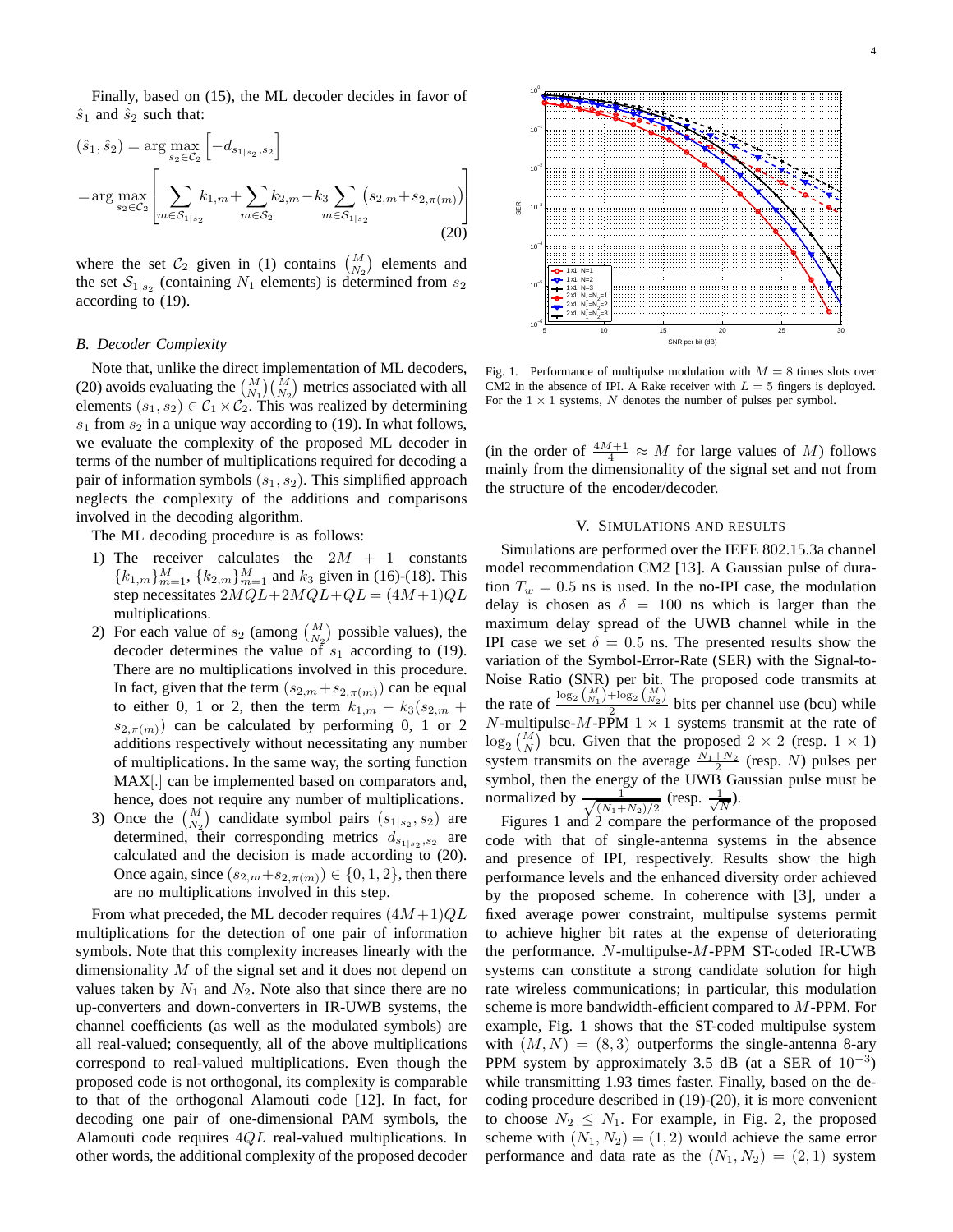Finally, based on (15), the ML decoder decides in favor of $\hat{s}_1$ and $\hat{s}_2$ such that:

$$(\hat{s}_1, \hat{s}_2) = \arg\max_{s_2 \in \mathcal{C}_2} \left[ -d_{s_{1|s_2}, s_2} \right]$$
$$= \arg\max_{s_2 \in \mathcal{C}_2} \left[ \sum_{m \in \mathcal{S}_{1|s_2}} k_{1,m} + \sum_{m \in \mathcal{S}_2} k_{2,m} - k_3 \sum_{m \in \mathcal{S}_{1|s_2}} \left( s_{2,m} + s_{2,\pi(m)} \right) \right] \quad (20)$$

where the set $\mathcal{C}_2$ given in (1) contains $\binom{M}{N_2}$ elements and the set $\mathcal{S}_{1|s_2}$ (containing $N_1$ elements) is determined from $s_2$ according to (19).

## B. Decoder Complexity

Note that, unlike the direct implementation of ML decoders, (20) avoids evaluating the $\binom{M}{N_1}\binom{M}{N_2}$ metrics associated with all elements $(s_1, s_2) \in \mathcal{C}_1 \times \mathcal{C}_2$. This was realized by determining $s_1$ from $s_2$ in a unique way according to (19). In what follows, we evaluate the complexity of the proposed ML decoder in terms of the number of multiplications required for decoding a pair of information symbols $(s_1, s_2)$. This simplified approach neglects the complexity of the additions and comparisons involved in the decoding algorithm.

The ML decoding procedure is as follows:

1) The receiver calculates the $2M+1$ constants $\{k_{1,m}\}_{m=1}^{M}$, $\{k_{2,m}\}_{m=1}^{M}$ and $k_3$ given in (16)-(18). This step necessitates $2MQL + 2MQL + QL = (4M+1)QL$ multiplications.
2) For each value of $s_2$ (among $\binom{M}{N_2}$ possible values), the decoder determines the value of $s_1$ according to (19). There are no multiplications involved in this procedure. In fact, given that the term $(s_{2,m} + s_{2,\pi(m)})$ can be equal to either 0, 1 or 2, then the term $k_{1,m} - k_3(s_{2,m} + s_{2,\pi(m)})$ can be calculated by performing 0, 1 or 2 additions respectively without necessitating any number of multiplications. In the same way, the sorting function MAX[.] can be implemented based on comparators and, hence, does not require any number of multiplications.
3) Once the $\binom{M}{N_2}$ candidate symbol pairs $(s_{1|s_2}, s_2)$ are determined, their corresponding metrics $d_{s_{1|s_2}, s_2}$ are calculated and the decision is made according to (20). Once again, since $(s_{2,m} + s_{2,\pi(m)}) \in \{0, 1, 2\}$, then there are no multiplications involved in this step.

From what preceded, the ML decoder requires $(4M+1)QL$ multiplications for the detection of one pair of information symbols. Note that this complexity increases linearly with the dimensionality $M$ of the signal set and it does not depend on values taken by $N_1$ and $N_2$. Note also that since there are no up-converters and down-converters in IR-UWB systems, the channel coefficients (as well as the modulated symbols) are all real-valued; consequently, all of the above multiplications correspond to real-valued multiplications. Even though the proposed code is not orthogonal, its complexity is comparable to that of the orthogonal Alamouti code [12]. In fact, for decoding one pair of one-dimensional PAM symbols, the Alamouti code requires $4QL$ real-valued multiplications. In other words, the additional complexity of the proposed decoder (in the order of $\frac{4M+1}{4} \approx M$ for large values of $M$) follows mainly from the dimensionality of the signal set and not from the structure of the encoder/decoder.

Fig. 1. Performance of multipulse modulation with $M = 8$ times slots over CM2 in the absence of IPI. A Rake receiver with $L = 5$ fingers is deployed. For the $1 \times 1$ systems, $N$ denotes the number of pulses per symbol.

# V. Simulations and Results

Simulations are performed over the IEEE 802.15.3a channel model recommendation CM2 [13]. A Gaussian pulse of duration $T_w = 0.5$ ns is used. In the no-IPI case, the modulation delay is chosen as $\delta = 100$ ns which is larger than the maximum delay spread of the UWB channel while in the IPI case we set $\delta = 0.5$ ns. The presented results show the variation of the Symbol-Error-Rate (SER) with the Signal-to-Noise Ratio (SNR) per bit. The proposed code transmits at the rate of $\frac{\log_2\binom{M}{N_1} + \log_2\binom{M}{N_2}}{2}$ bits per channel use (bcu) while $N$-multipulse-$M$-PPM $1 \times 1$ systems transmit at the rate of $\log_2\binom{M}{N}$ bcu. Given that the proposed $2 \times 2$ (resp. $1 \times 1$) system transmits on the average $\frac{N_1 + N_2}{2}$ (resp. $N$) pulses per symbol, then the energy of the UWB Gaussian pulse must be normalized by $\frac{1}{\sqrt{(N_1+N_2)/2}}$ (resp. $\frac{1}{\sqrt{N}}$).

Figures 1 and 2 compare the performance of the proposed code with that of single-antenna systems in the absence and presence of IPI, respectively. Results show the high performance levels and the enhanced diversity order achieved by the proposed scheme. In coherence with [3], under a fixed average power constraint, multipulse systems permit to achieve higher bit rates at the expense of deteriorating the performance. $N$-multipulse-$M$-PPM ST-coded IR-UWB systems can constitute a strong candidate solution for high rate wireless communications; in particular, this modulation scheme is more bandwidth-efficient compared to $M$-PPM. For example, Fig. 1 shows that the ST-coded multipulse system with $(M, N) = (8, 3)$ outperforms the single-antenna 8-ary PPM system by approximately 3.5 dB (at a SER of $10^{-3}$) while transmitting 1.93 times faster. Finally, based on the decoding procedure described in (19)-(20), it is more convenient to choose $N_2 \leq N_1$. For example, in Fig. 2, the proposed scheme with $(N_1, N_2) = (1, 2)$ would achieve the same error performance and data rate as the $(N_1, N_2) = (2, 1)$ system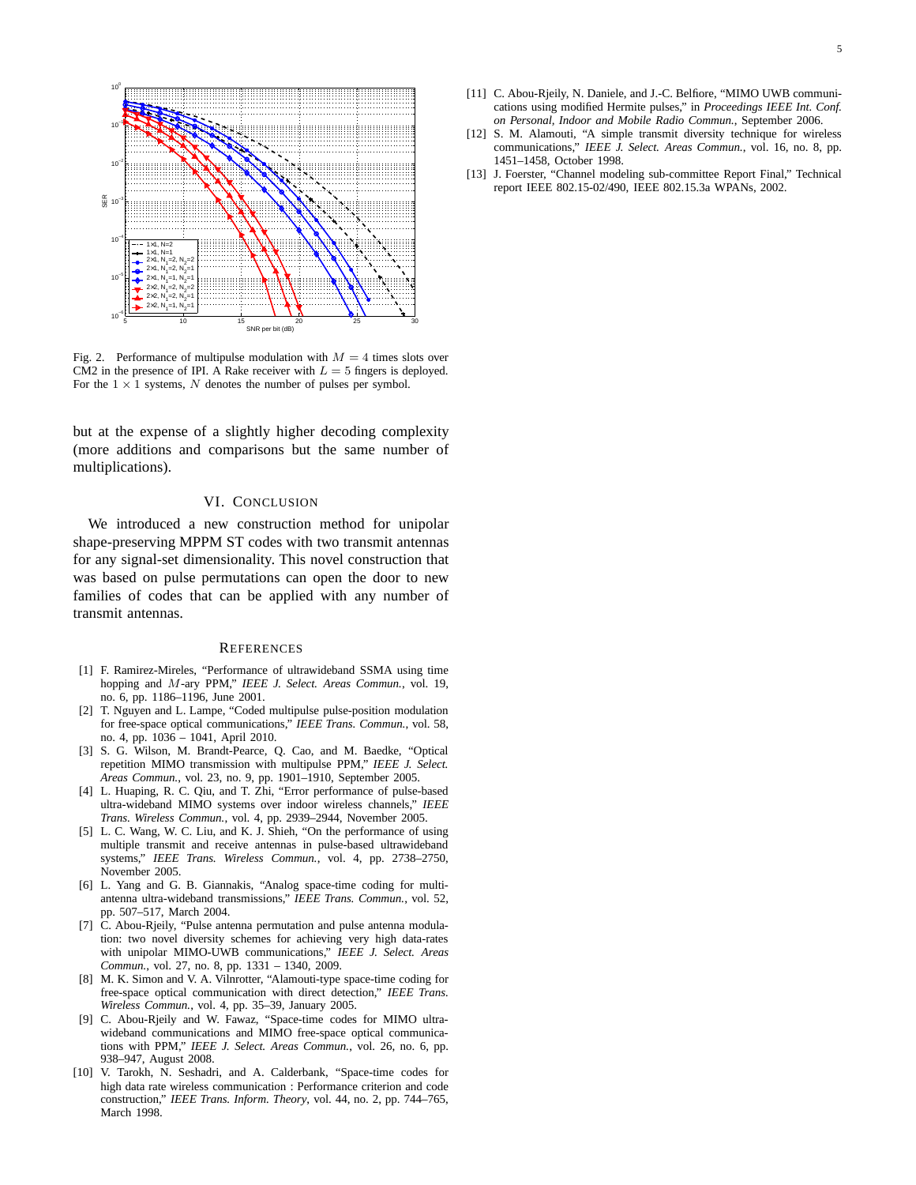SER

SNR per bit (dB)

$10^0$

$10^{-1}$

$10^{-2}$

$10^{-3}$

$10^{-4}$

$10^{-5}$

$10^{-6}$

5 10 15 20 25 30

1×1, N=2

1×1, N=1

2×1, $N_1$=2, $N_2$=2

2×1, $N_1$=2, $N_2$=1

2×1, $N_1$=1, $N_2$=1

2×2, $N_1$=2, $N_2$=2

2×2, $N_1$=2, $N_2$=1

2×2, $N_1$=1, $N_2$=1

Fig. 2. Performance of multipulse modulation with $M = 4$ times slots over CM2 in the presence of IPI. A Rake receiver with $L = 5$ fingers is deployed. For the $1 \times 1$ systems, $N$ denotes the number of pulses per symbol.

but at the expense of a slightly higher decoding complexity (more additions and comparisons but the same number of multiplications).

## VI. Conclusion

We introduced a new construction method for unipolar shape-preserving MPPM ST codes with two transmit antennas for any signal-set dimensionality. This novel construction that was based on pulse permutations can open the door to new families of codes that can be applied with any number of transmit antennas.

## References

[1] F. Ramirez-Mireles, "Performance of ultrawideband SSMA using time hopping and $M$-ary PPM," *IEEE J. Select. Areas Commun.*, vol. 19, no. 6, pp. 1186–1196, June 2001.

[2] T. Nguyen and L. Lampe, "Coded multipulse pulse-position modulation for free-space optical communications," *IEEE Trans. Commun.*, vol. 58, no. 4, pp. 1036 – 1041, April 2010.

[3] S. G. Wilson, M. Brandt-Pearce, Q. Cao, and M. Baedke, "Optical repetition MIMO transmission with multipulse PPM," *IEEE J. Select. Areas Commun.*, vol. 23, no. 9, pp. 1901–1910, September 2005.

[4] L. Huaping, R. C. Qiu, and T. Zhi, "Error performance of pulse-based ultra-wideband MIMO systems over indoor wireless channels," *IEEE Trans. Wireless Commun.*, vol. 4, pp. 2939–2944, November 2005.

[5] L. C. Wang, W. C. Liu, and K. J. Shieh, "On the performance of using multiple transmit and receive antennas in pulse-based ultrawideband systems," *IEEE Trans. Wireless Commun.*, vol. 4, pp. 2738–2750, November 2005.

[6] L. Yang and G. B. Giannakis, "Analog space-time coding for multi-antenna ultra-wideband transmissions," *IEEE Trans. Commun.*, vol. 52, pp. 507–517, March 2004.

[7] C. Abou-Rjeily, "Pulse antenna permutation and pulse antenna modulation: two novel diversity schemes for achieving very high data-rates with unipolar MIMO-UWB communications," *IEEE J. Select. Areas Commun.*, vol. 27, no. 8, pp. 1331 – 1340, 2009.

[8] M. K. Simon and V. A. Vilnrotter, "Alamouti-type space-time coding for free-space optical communication with direct detection," *IEEE Trans. Wireless Commun.*, vol. 4, pp. 35–39, January 2005.

[9] C. Abou-Rjeily and W. Fawaz, "Space-time codes for MIMO ultra-wideband communications and MIMO free-space optical communications with PPM," *IEEE J. Select. Areas Commun.*, vol. 26, no. 6, pp. 938–947, August 2008.

[10] V. Tarokh, N. Seshadri, and A. Calderbank, "Space-time codes for high data rate wireless communication : Performance criterion and code construction," *IEEE Trans. Inform. Theory*, vol. 44, no. 2, pp. 744–765, March 1998.

[11] C. Abou-Rjeily, N. Daniele, and J.-C. Belfiore, "MIMO UWB communications using modified Hermite pulses," in *Proceedings IEEE Int. Conf. on Personal, Indoor and Mobile Radio Commun.*, September 2006.

[12] S. M. Alamouti, "A simple transmit diversity technique for wireless communications," *IEEE J. Select. Areas Commun.*, vol. 16, no. 8, pp. 1451–1458, October 1998.

[13] J. Foerster, "Channel modeling sub-committee Report Final," Technical report IEEE 802.15-02/490, IEEE 802.15.3a WPANs, 2002.